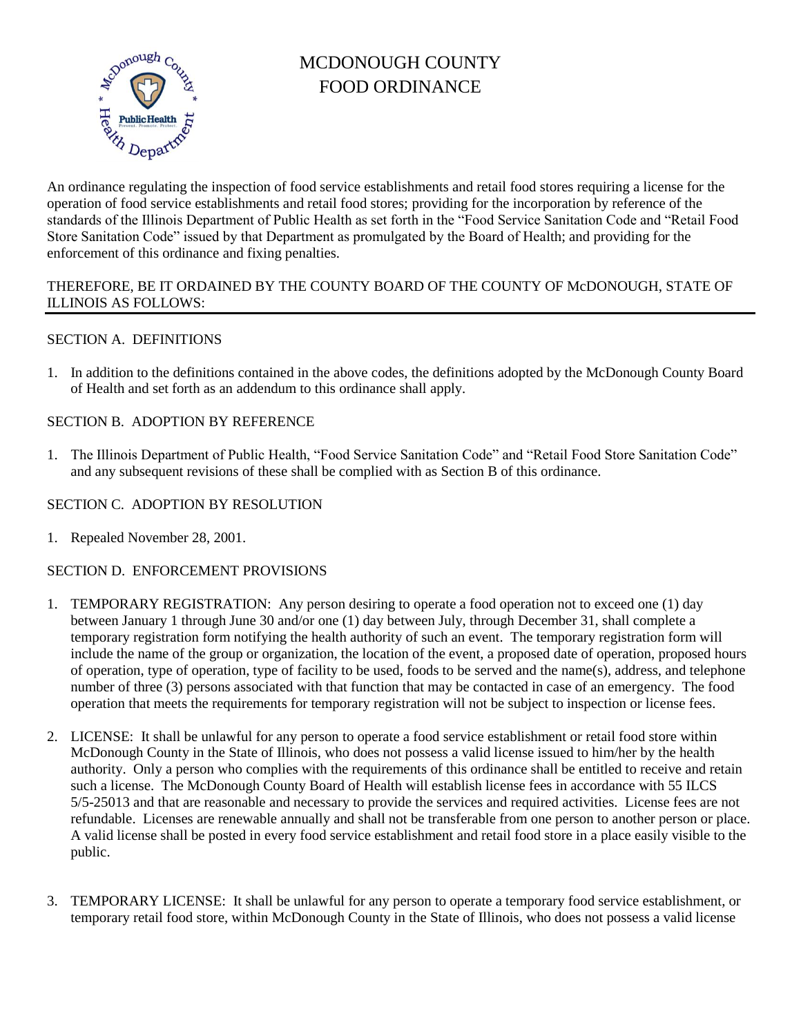# MCDONOUGH COUNTY FOOD ORDINANCE

An ordinance regulating the inspection of food service establishments and retail food stores requiring a license for the operation of food service establishments and retail food stores; providing for the incorporation by reference of the standards of the Illinois Department of Public Health as set forth in the "Food Service Sanitation Code and "Retail Food Store Sanitation Code" issued by that Department as promulgated by the Board of Health; and providing for the enforcement of this ordinance and fixing penalties.

THEREFORE, BE IT ORDAINED BY THE COUNTY BOARD OF THE COUNTY OF McDONOUGH, STATE OF ILLINOIS AS FOLLOWS:

## SECTION A. DEFINITIONS

1. In addition to the definitions contained in the above codes, the definitions adopted by the McDonough County Board of Health and set forth as an addendum to this ordinance shall apply.

## SECTION B. ADOPTION BY REFERENCE

1. The Illinois Department of Public Health, "Food Service Sanitation Code" and "Retail Food Store Sanitation Code" and any subsequent revisions of these shall be complied with as Section B of this ordinance.

## SECTION C. ADOPTION BY RESOLUTION

1. Repealed November 28, 2001.

## SECTION D. ENFORCEMENT PROVISIONS

1. TEMPORARY REGISTRATION: Any person desiring to operate a food operation not to exceed one (1) day between January 1 through June 30 and/or one (1) day between July, through December 31, shall complete a temporary registration form notifying the health authority of such an event. The temporary registration form will include the name of the group or organization, the location of the event, a proposed date of operation, proposed hours of operation, type of operation, type of facility to be used, foods to be served and the name(s), address, and telephone number of three (3) persons associated with that function that may be contacted in case of an emergency. The food operation that meets the requirements for temporary registration will not be subject to inspection or license fees.

2. LICENSE: It shall be unlawful for any person to operate a food service establishment or retail food store within McDonough County in the State of Illinois, who does not possess a valid license issued to him/her by the health authority. Only a person who complies with the requirements of this ordinance shall be entitled to receive and retain such a license. The McDonough County Board of Health will establish license fees in accordance with 55 ILCS 5/5-25013 and that are reasonable and necessary to provide the services and required activities. License fees are not refundable. Licenses are renewable annually and shall not be transferable from one person to another person or place. A valid license shall be posted in every food service establishment and retail food store in a place easily visible to the public.

3. TEMPORARY LICENSE: It shall be unlawful for any person to operate a temporary food service establishment, or temporary retail food store, within McDonough County in the State of Illinois, who does not possess a valid license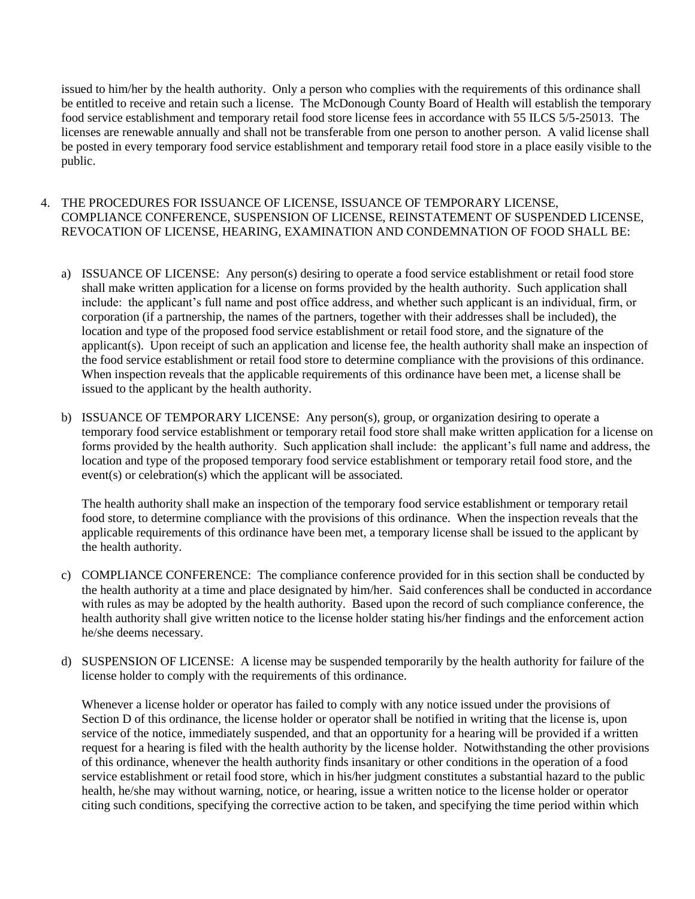issued to him/her by the health authority. Only a person who complies with the requirements of this ordinance shall be entitled to receive and retain such a license. The McDonough County Board of Health will establish the temporary food service establishment and temporary retail food store license fees in accordance with 55 ILCS 5/5-25013. The licenses are renewable annually and shall not be transferable from one person to another person. A valid license shall be posted in every temporary food service establishment and temporary retail food store in a place easily visible to the public.

4. THE PROCEDURES FOR ISSUANCE OF LICENSE, ISSUANCE OF TEMPORARY LICENSE, COMPLIANCE CONFERENCE, SUSPENSION OF LICENSE, REINSTATEMENT OF SUSPENDED LICENSE, REVOCATION OF LICENSE, HEARING, EXAMINATION AND CONDEMNATION OF FOOD SHALL BE:

   a) ISSUANCE OF LICENSE: Any person(s) desiring to operate a food service establishment or retail food store shall make written application for a license on forms provided by the health authority. Such application shall include: the applicant's full name and post office address, and whether such applicant is an individual, firm, or corporation (if a partnership, the names of the partners, together with their addresses shall be included), the location and type of the proposed food service establishment or retail food store, and the signature of the applicant(s). Upon receipt of such an application and license fee, the health authority shall make an inspection of the food service establishment or retail food store to determine compliance with the provisions of this ordinance. When inspection reveals that the applicable requirements of this ordinance have been met, a license shall be issued to the applicant by the health authority.

   b) ISSUANCE OF TEMPORARY LICENSE: Any person(s), group, or organization desiring to operate a temporary food service establishment or temporary retail food store shall make written application for a license on forms provided by the health authority. Such application shall include: the applicant's full name and address, the location and type of the proposed temporary food service establishment or temporary retail food store, and the event(s) or celebration(s) which the applicant will be associated.

      The health authority shall make an inspection of the temporary food service establishment or temporary retail food store, to determine compliance with the provisions of this ordinance. When the inspection reveals that the applicable requirements of this ordinance have been met, a temporary license shall be issued to the applicant by the health authority.

   c) COMPLIANCE CONFERENCE: The compliance conference provided for in this section shall be conducted by the health authority at a time and place designated by him/her. Said conferences shall be conducted in accordance with rules as may be adopted by the health authority. Based upon the record of such compliance conference, the health authority shall give written notice to the license holder stating his/her findings and the enforcement action he/she deems necessary.

   d) SUSPENSION OF LICENSE: A license may be suspended temporarily by the health authority for failure of the license holder to comply with the requirements of this ordinance.

      Whenever a license holder or operator has failed to comply with any notice issued under the provisions of Section D of this ordinance, the license holder or operator shall be notified in writing that the license is, upon service of the notice, immediately suspended, and that an opportunity for a hearing will be provided if a written request for a hearing is filed with the health authority by the license holder. Notwithstanding the other provisions of this ordinance, whenever the health authority finds insanitary or other conditions in the operation of a food service establishment or retail food store, which in his/her judgment constitutes a substantial hazard to the public health, he/she may without warning, notice, or hearing, issue a written notice to the license holder or operator citing such conditions, specifying the corrective action to be taken, and specifying the time period within which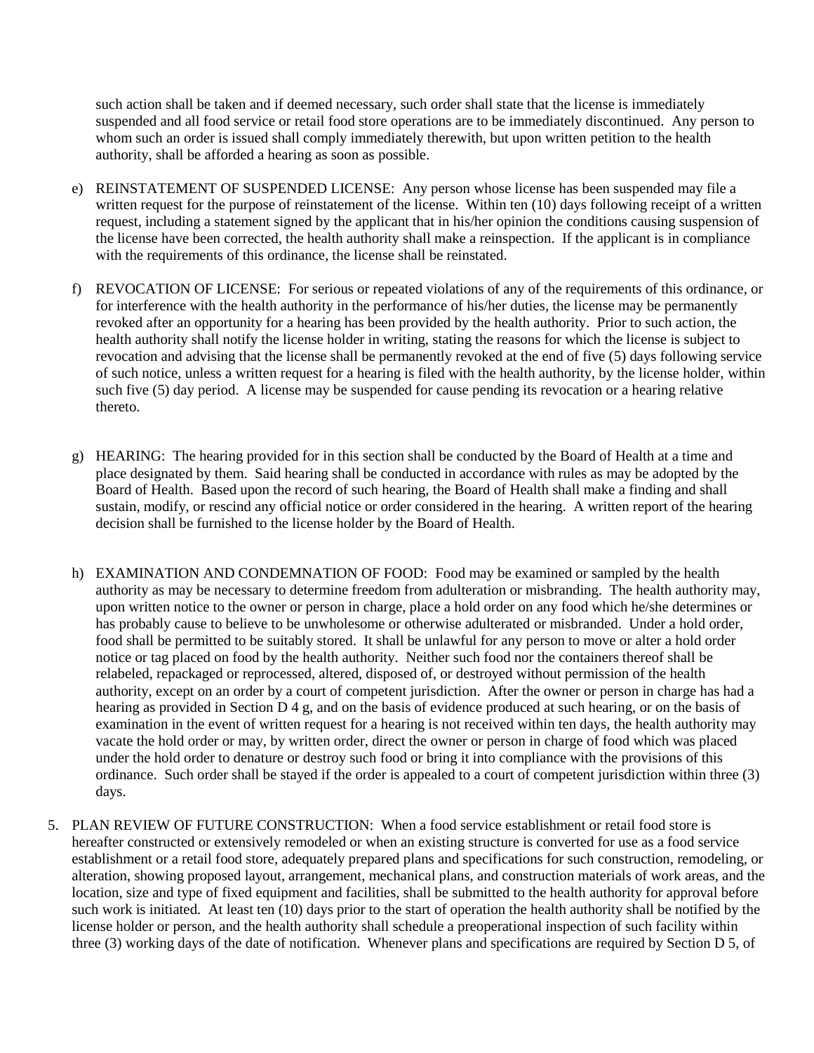such action shall be taken and if deemed necessary, such order shall state that the license is immediately suspended and all food service or retail food store operations are to be immediately discontinued. Any person to whom such an order is issued shall comply immediately therewith, but upon written petition to the health authority, shall be afforded a hearing as soon as possible.

e) REINSTATEMENT OF SUSPENDED LICENSE: Any person whose license has been suspended may file a written request for the purpose of reinstatement of the license. Within ten (10) days following receipt of a written request, including a statement signed by the applicant that in his/her opinion the conditions causing suspension of the license have been corrected, the health authority shall make a reinspection. If the applicant is in compliance with the requirements of this ordinance, the license shall be reinstated.

f) REVOCATION OF LICENSE: For serious or repeated violations of any of the requirements of this ordinance, or for interference with the health authority in the performance of his/her duties, the license may be permanently revoked after an opportunity for a hearing has been provided by the health authority. Prior to such action, the health authority shall notify the license holder in writing, stating the reasons for which the license is subject to revocation and advising that the license shall be permanently revoked at the end of five (5) days following service of such notice, unless a written request for a hearing is filed with the health authority, by the license holder, within such five (5) day period. A license may be suspended for cause pending its revocation or a hearing relative thereto.

g) HEARING: The hearing provided for in this section shall be conducted by the Board of Health at a time and place designated by them. Said hearing shall be conducted in accordance with rules as may be adopted by the Board of Health. Based upon the record of such hearing, the Board of Health shall make a finding and shall sustain, modify, or rescind any official notice or order considered in the hearing. A written report of the hearing decision shall be furnished to the license holder by the Board of Health.

h) EXAMINATION AND CONDEMNATION OF FOOD: Food may be examined or sampled by the health authority as may be necessary to determine freedom from adulteration or misbranding. The health authority may, upon written notice to the owner or person in charge, place a hold order on any food which he/she determines or has probably cause to believe to be unwholesome or otherwise adulterated or misbranded. Under a hold order, food shall be permitted to be suitably stored. It shall be unlawful for any person to move or alter a hold order notice or tag placed on food by the health authority. Neither such food nor the containers thereof shall be relabeled, repackaged or reprocessed, altered, disposed of, or destroyed without permission of the health authority, except on an order by a court of competent jurisdiction. After the owner or person in charge has had a hearing as provided in Section D 4 g, and on the basis of evidence produced at such hearing, or on the basis of examination in the event of written request for a hearing is not received within ten days, the health authority may vacate the hold order or may, by written order, direct the owner or person in charge of food which was placed under the hold order to denature or destroy such food or bring it into compliance with the provisions of this ordinance. Such order shall be stayed if the order is appealed to a court of competent jurisdiction within three (3) days.

5. PLAN REVIEW OF FUTURE CONSTRUCTION: When a food service establishment or retail food store is hereafter constructed or extensively remodeled or when an existing structure is converted for use as a food service establishment or a retail food store, adequately prepared plans and specifications for such construction, remodeling, or alteration, showing proposed layout, arrangement, mechanical plans, and construction materials of work areas, and the location, size and type of fixed equipment and facilities, shall be submitted to the health authority for approval before such work is initiated. At least ten (10) days prior to the start of operation the health authority shall be notified by the license holder or person, and the health authority shall schedule a preoperational inspection of such facility within three (3) working days of the date of notification. Whenever plans and specifications are required by Section D 5, of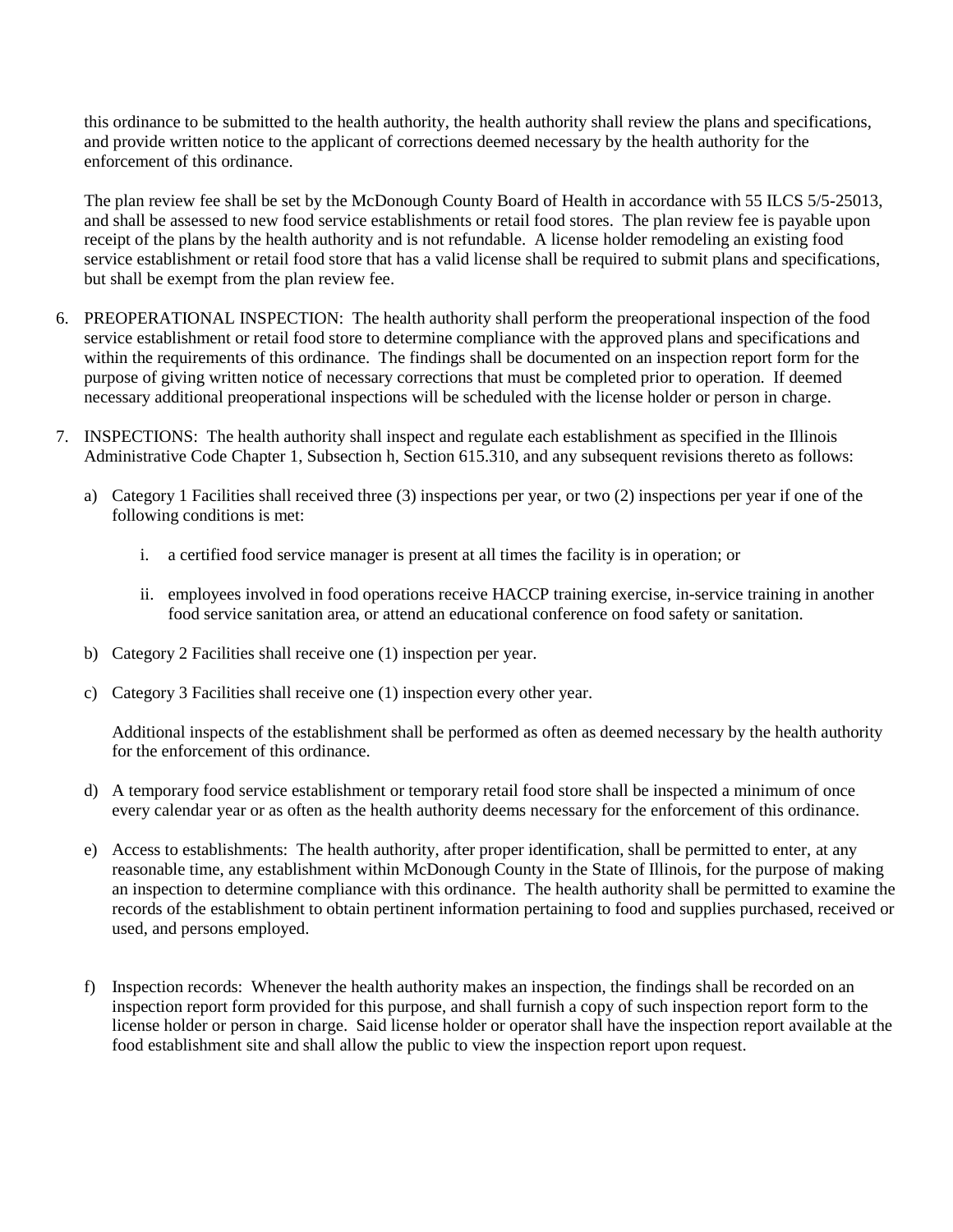this ordinance to be submitted to the health authority, the health authority shall review the plans and specifications, and provide written notice to the applicant of corrections deemed necessary by the health authority for the enforcement of this ordinance.

The plan review fee shall be set by the McDonough County Board of Health in accordance with 55 ILCS 5/5-25013, and shall be assessed to new food service establishments or retail food stores. The plan review fee is payable upon receipt of the plans by the health authority and is not refundable. A license holder remodeling an existing food service establishment or retail food store that has a valid license shall be required to submit plans and specifications, but shall be exempt from the plan review fee.

6. PREOPERATIONAL INSPECTION: The health authority shall perform the preoperational inspection of the food service establishment or retail food store to determine compliance with the approved plans and specifications and within the requirements of this ordinance. The findings shall be documented on an inspection report form for the purpose of giving written notice of necessary corrections that must be completed prior to operation. If deemed necessary additional preoperational inspections will be scheduled with the license holder or person in charge.

7. INSPECTIONS: The health authority shall inspect and regulate each establishment as specified in the Illinois Administrative Code Chapter 1, Subsection h, Section 615.310, and any subsequent revisions thereto as follows:

   a) Category 1 Facilities shall received three (3) inspections per year, or two (2) inspections per year if one of the following conditions is met:

      i. a certified food service manager is present at all times the facility is in operation; or

      ii. employees involved in food operations receive HACCP training exercise, in-service training in another food service sanitation area, or attend an educational conference on food safety or sanitation.

   b) Category 2 Facilities shall receive one (1) inspection per year.

   c) Category 3 Facilities shall receive one (1) inspection every other year.

   Additional inspects of the establishment shall be performed as often as deemed necessary by the health authority for the enforcement of this ordinance.

   d) A temporary food service establishment or temporary retail food store shall be inspected a minimum of once every calendar year or as often as the health authority deems necessary for the enforcement of this ordinance.

   e) Access to establishments: The health authority, after proper identification, shall be permitted to enter, at any reasonable time, any establishment within McDonough County in the State of Illinois, for the purpose of making an inspection to determine compliance with this ordinance. The health authority shall be permitted to examine the records of the establishment to obtain pertinent information pertaining to food and supplies purchased, received or used, and persons employed.

   f) Inspection records: Whenever the health authority makes an inspection, the findings shall be recorded on an inspection report form provided for this purpose, and shall furnish a copy of such inspection report form to the license holder or person in charge. Said license holder or operator shall have the inspection report available at the food establishment site and shall allow the public to view the inspection report upon request.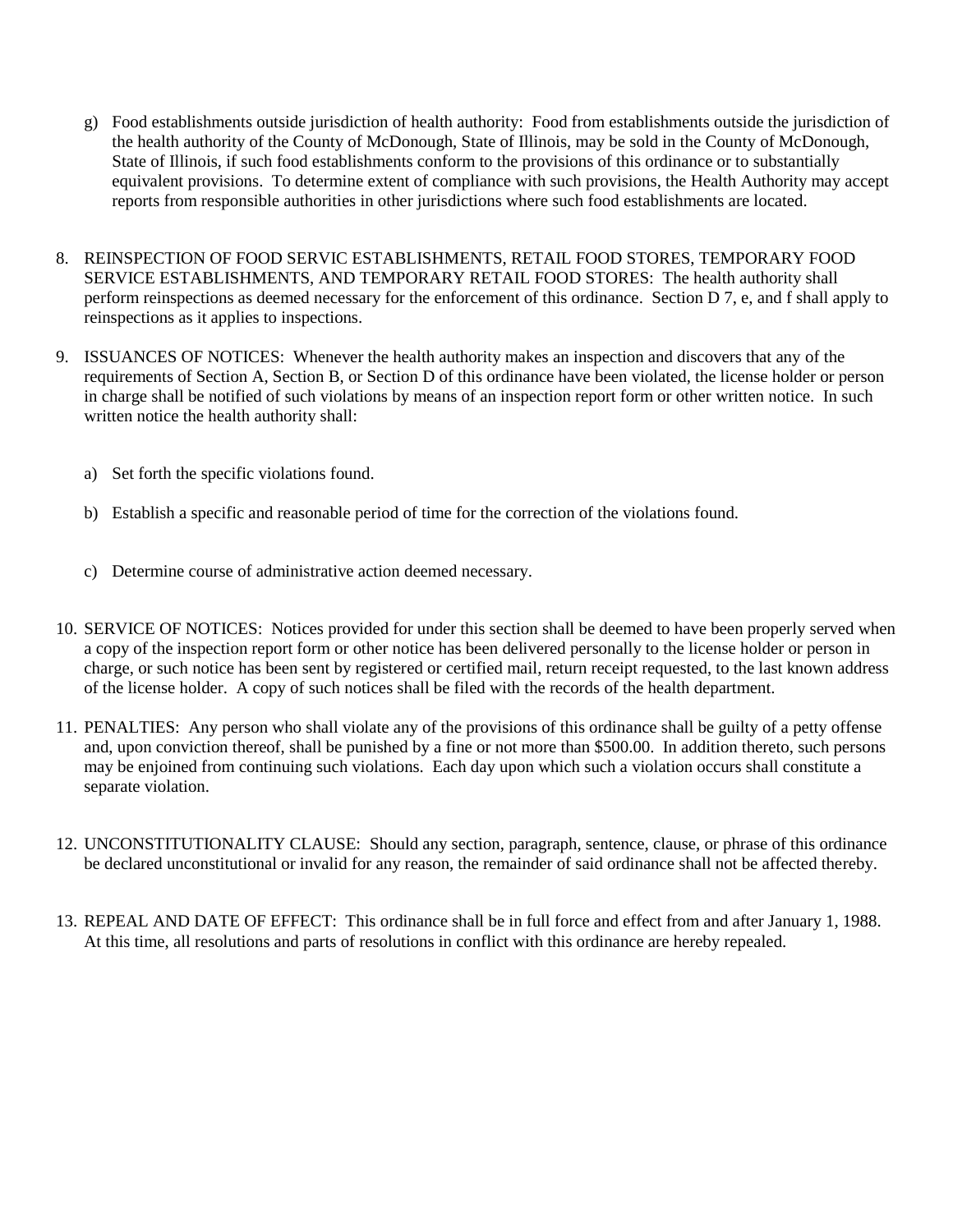g) Food establishments outside jurisdiction of health authority: Food from establishments outside the jurisdiction of the health authority of the County of McDonough, State of Illinois, may be sold in the County of McDonough, State of Illinois, if such food establishments conform to the provisions of this ordinance or to substantially equivalent provisions. To determine extent of compliance with such provisions, the Health Authority may accept reports from responsible authorities in other jurisdictions where such food establishments are located.

8. REINSPECTION OF FOOD SERVIC ESTABLISHMENTS, RETAIL FOOD STORES, TEMPORARY FOOD SERVICE ESTABLISHMENTS, AND TEMPORARY RETAIL FOOD STORES: The health authority shall perform reinspections as deemed necessary for the enforcement of this ordinance. Section D 7, e, and f shall apply to reinspections as it applies to inspections.

9. ISSUANCES OF NOTICES: Whenever the health authority makes an inspection and discovers that any of the requirements of Section A, Section B, or Section D of this ordinance have been violated, the license holder or person in charge shall be notified of such violations by means of an inspection report form or other written notice. In such written notice the health authority shall:

   a) Set forth the specific violations found.

   b) Establish a specific and reasonable period of time for the correction of the violations found.

   c) Determine course of administrative action deemed necessary.

10. SERVICE OF NOTICES: Notices provided for under this section shall be deemed to have been properly served when a copy of the inspection report form or other notice has been delivered personally to the license holder or person in charge, or such notice has been sent by registered or certified mail, return receipt requested, to the last known address of the license holder. A copy of such notices shall be filed with the records of the health department.

11. PENALTIES: Any person who shall violate any of the provisions of this ordinance shall be guilty of a petty offense and, upon conviction thereof, shall be punished by a fine or not more than $500.00. In addition thereto, such persons may be enjoined from continuing such violations. Each day upon which such a violation occurs shall constitute a separate violation.

12. UNCONSTITUTIONALITY CLAUSE: Should any section, paragraph, sentence, clause, or phrase of this ordinance be declared unconstitutional or invalid for any reason, the remainder of said ordinance shall not be affected thereby.

13. REPEAL AND DATE OF EFFECT: This ordinance shall be in full force and effect from and after January 1, 1988. At this time, all resolutions and parts of resolutions in conflict with this ordinance are hereby repealed.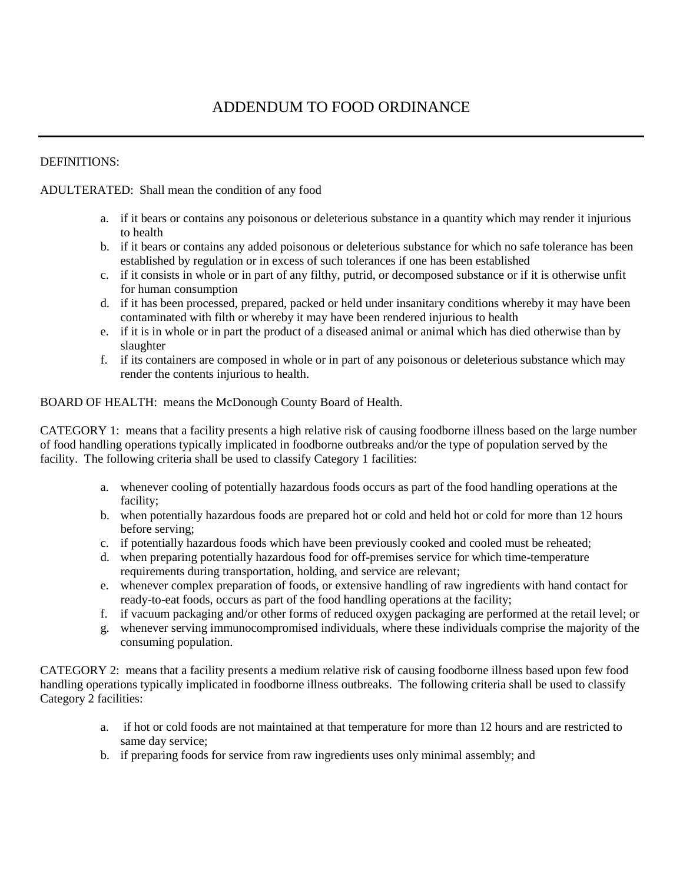# ADDENDUM TO FOOD ORDINANCE

DEFINITIONS:

ADULTERATED: Shall mean the condition of any food

a. if it bears or contains any poisonous or deleterious substance in a quantity which may render it injurious to health
b. if it bears or contains any added poisonous or deleterious substance for which no safe tolerance has been established by regulation or in excess of such tolerances if one has been established
c. if it consists in whole or in part of any filthy, putrid, or decomposed substance or if it is otherwise unfit for human consumption
d. if it has been processed, prepared, packed or held under insanitary conditions whereby it may have been contaminated with filth or whereby it may have been rendered injurious to health
e. if it is in whole or in part the product of a diseased animal or animal which has died otherwise than by slaughter
f. if its containers are composed in whole or in part of any poisonous or deleterious substance which may render the contents injurious to health.

BOARD OF HEALTH: means the McDonough County Board of Health.

CATEGORY 1: means that a facility presents a high relative risk of causing foodborne illness based on the large number of food handling operations typically implicated in foodborne outbreaks and/or the type of population served by the facility. The following criteria shall be used to classify Category 1 facilities:

a. whenever cooling of potentially hazardous foods occurs as part of the food handling operations at the facility;
b. when potentially hazardous foods are prepared hot or cold and held hot or cold for more than 12 hours before serving;
c. if potentially hazardous foods which have been previously cooked and cooled must be reheated;
d. when preparing potentially hazardous food for off-premises service for which time-temperature requirements during transportation, holding, and service are relevant;
e. whenever complex preparation of foods, or extensive handling of raw ingredients with hand contact for ready-to-eat foods, occurs as part of the food handling operations at the facility;
f. if vacuum packaging and/or other forms of reduced oxygen packaging are performed at the retail level; or
g. whenever serving immunocompromised individuals, where these individuals comprise the majority of the consuming population.

CATEGORY 2: means that a facility presents a medium relative risk of causing foodborne illness based upon few food handling operations typically implicated in foodborne illness outbreaks. The following criteria shall be used to classify Category 2 facilities:

a. if hot or cold foods are not maintained at that temperature for more than 12 hours and are restricted to same day service;
b. if preparing foods for service from raw ingredients uses only minimal assembly; and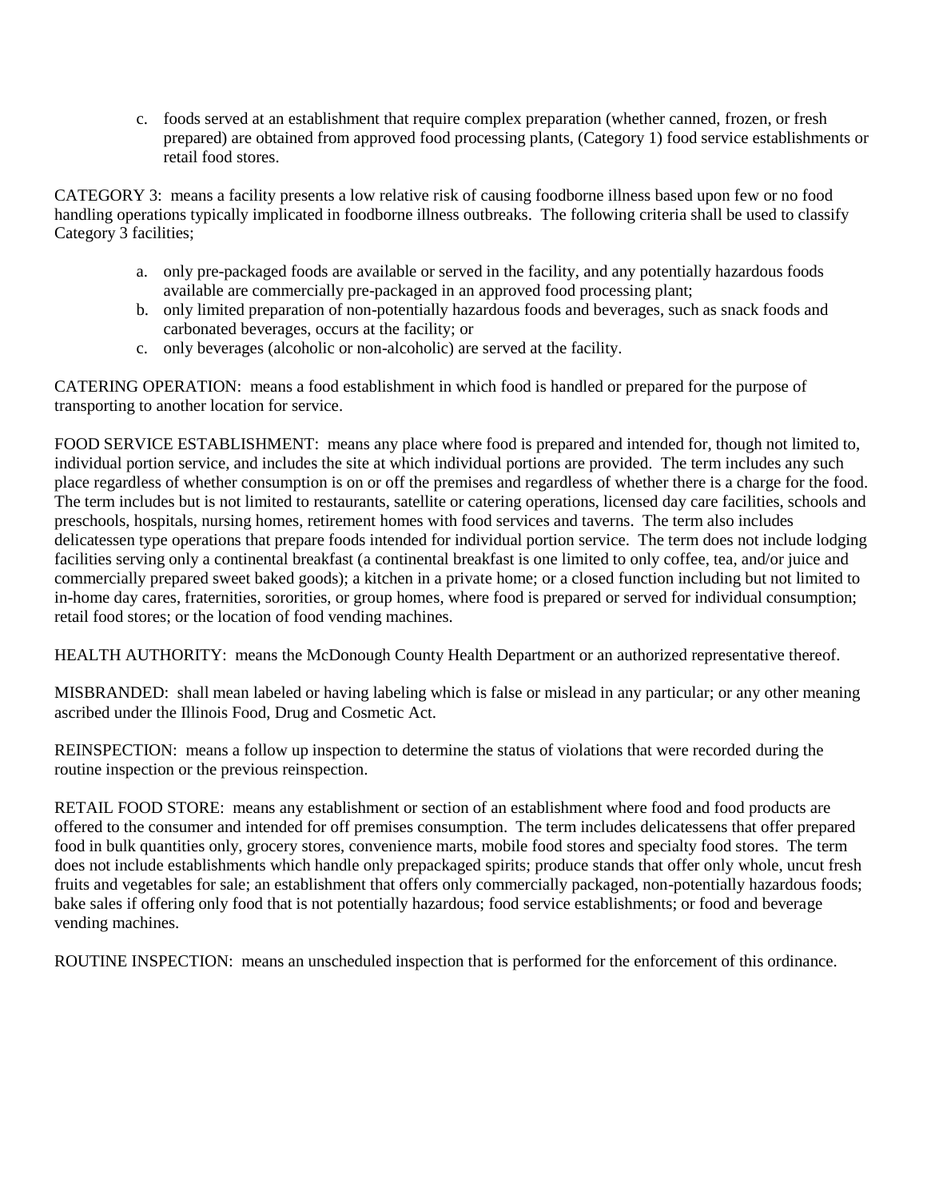c. foods served at an establishment that require complex preparation (whether canned, frozen, or fresh prepared) are obtained from approved food processing plants, (Category 1) food service establishments or retail food stores.

CATEGORY 3: means a facility presents a low relative risk of causing foodborne illness based upon few or no food handling operations typically implicated in foodborne illness outbreaks. The following criteria shall be used to classify Category 3 facilities;

a. only pre-packaged foods are available or served in the facility, and any potentially hazardous foods available are commercially pre-packaged in an approved food processing plant;
b. only limited preparation of non-potentially hazardous foods and beverages, such as snack foods and carbonated beverages, occurs at the facility; or
c. only beverages (alcoholic or non-alcoholic) are served at the facility.

CATERING OPERATION: means a food establishment in which food is handled or prepared for the purpose of transporting to another location for service.

FOOD SERVICE ESTABLISHMENT: means any place where food is prepared and intended for, though not limited to, individual portion service, and includes the site at which individual portions are provided. The term includes any such place regardless of whether consumption is on or off the premises and regardless of whether there is a charge for the food. The term includes but is not limited to restaurants, satellite or catering operations, licensed day care facilities, schools and preschools, hospitals, nursing homes, retirement homes with food services and taverns. The term also includes delicatessen type operations that prepare foods intended for individual portion service. The term does not include lodging facilities serving only a continental breakfast (a continental breakfast is one limited to only coffee, tea, and/or juice and commercially prepared sweet baked goods); a kitchen in a private home; or a closed function including but not limited to in-home day cares, fraternities, sororities, or group homes, where food is prepared or served for individual consumption; retail food stores; or the location of food vending machines.

HEALTH AUTHORITY: means the McDonough County Health Department or an authorized representative thereof.

MISBRANDED: shall mean labeled or having labeling which is false or mislead in any particular; or any other meaning ascribed under the Illinois Food, Drug and Cosmetic Act.

REINSPECTION: means a follow up inspection to determine the status of violations that were recorded during the routine inspection or the previous reinspection.

RETAIL FOOD STORE: means any establishment or section of an establishment where food and food products are offered to the consumer and intended for off premises consumption. The term includes delicatessens that offer prepared food in bulk quantities only, grocery stores, convenience marts, mobile food stores and specialty food stores. The term does not include establishments which handle only prepackaged spirits; produce stands that offer only whole, uncut fresh fruits and vegetables for sale; an establishment that offers only commercially packaged, non-potentially hazardous foods; bake sales if offering only food that is not potentially hazardous; food service establishments; or food and beverage vending machines.

ROUTINE INSPECTION: means an unscheduled inspection that is performed for the enforcement of this ordinance.